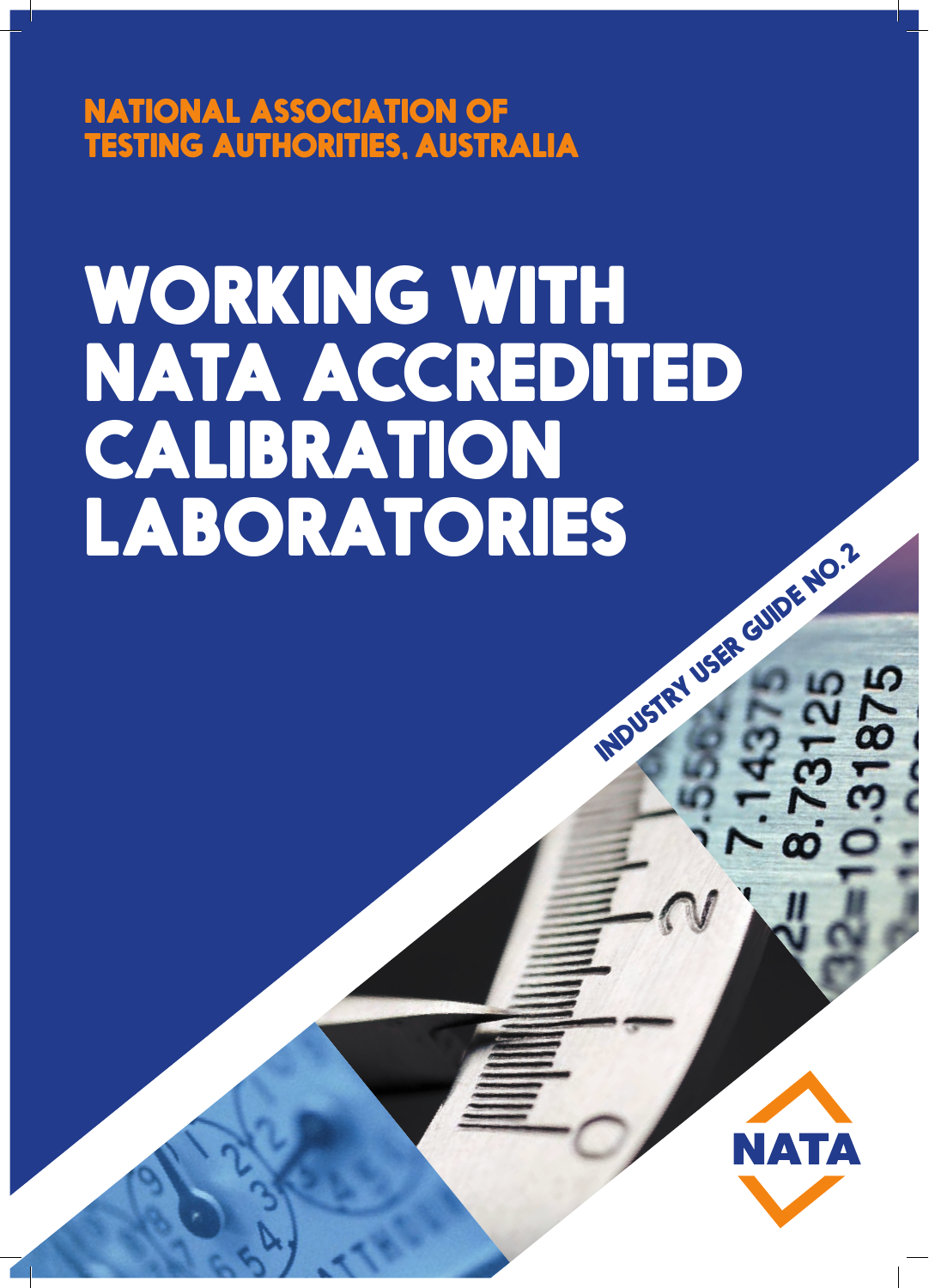NATIONAL ASSOCIATION OF TESTING AUTHORITIES, AUSTRALIA

# WORKING WITH NATA ACCREDITED CALIBRATION LABORATORIES

INDUSTRY USER GUIDE NO.2

NATA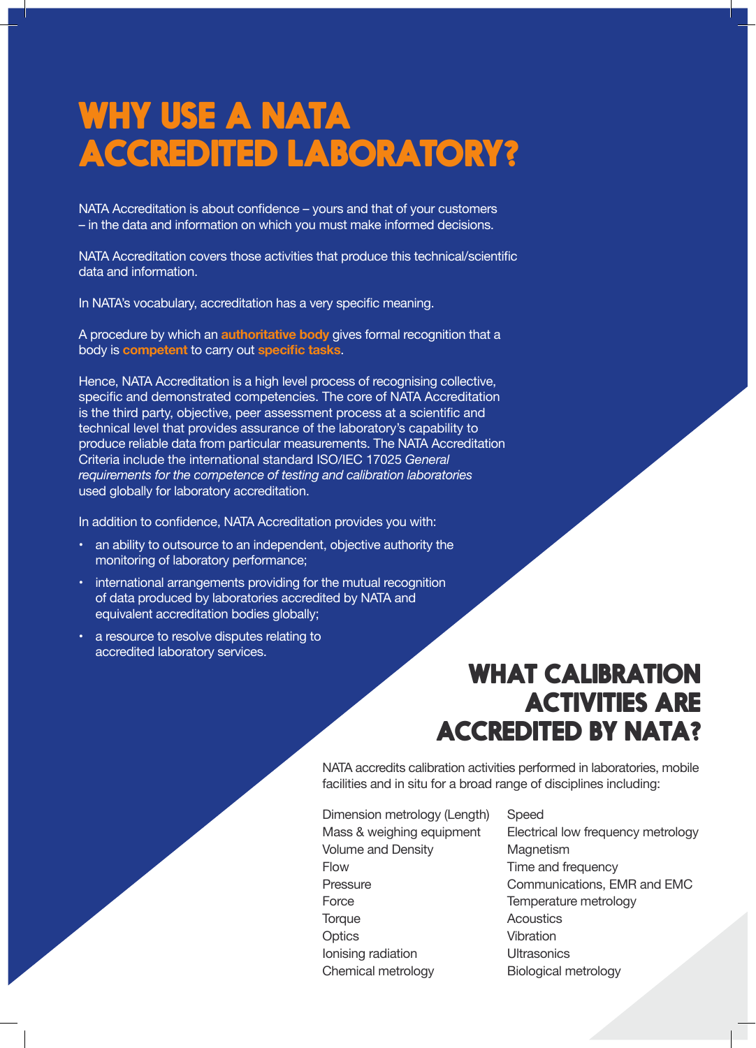# WHY USE A NATA ACCREDITED LABORATORY?

NATA Accreditation is about confidence – yours and that of your customers – in the data and information on which you must make informed decisions.

NATA Accreditation covers those activities that produce this technical/scientific data and information.

In NATA's vocabulary, accreditation has a very specific meaning.

A procedure by which an **authoritative body** gives formal recognition that a body is **competent** to carry out **specific tasks**.

Hence, NATA Accreditation is a high level process of recognising collective, specific and demonstrated competencies. The core of NATA Accreditation is the third party, objective, peer assessment process at a scientific and technical level that provides assurance of the laboratory's capability to produce reliable data from particular measurements. The NATA Accreditation Criteria include the international standard ISO/IEC 17025 *General requirements for the competence of testing and calibration laboratories* used globally for laboratory accreditation.

In addition to confidence, NATA Accreditation provides you with:

- an ability to outsource to an independent, objective authority the monitoring of laboratory performance;
- international arrangements providing for the mutual recognition of data produced by laboratories accredited by NATA and equivalent accreditation bodies globally;
- a resource to resolve disputes relating to accredited laboratory services.

# WHAT CALIBRATION ACTIVITIES ARE ACCREDITED BY NATA?

NATA accredits calibration activities performed in laboratories, mobile facilities and in situ for a broad range of disciplines including:

- Dimension metrology (Length)
- Mass & weighing equipment
- Volume and Density
- Flow
- Pressure
- Force
- Torque
- Optics
- Ionising radiation
- Chemical metrology
- Speed
- Electrical low frequency metrology
- Magnetism
- Time and frequency
- Communications, EMR and EMC
- Temperature metrology
- Acoustics
- Vibration
- Ultrasonics
- Biological metrology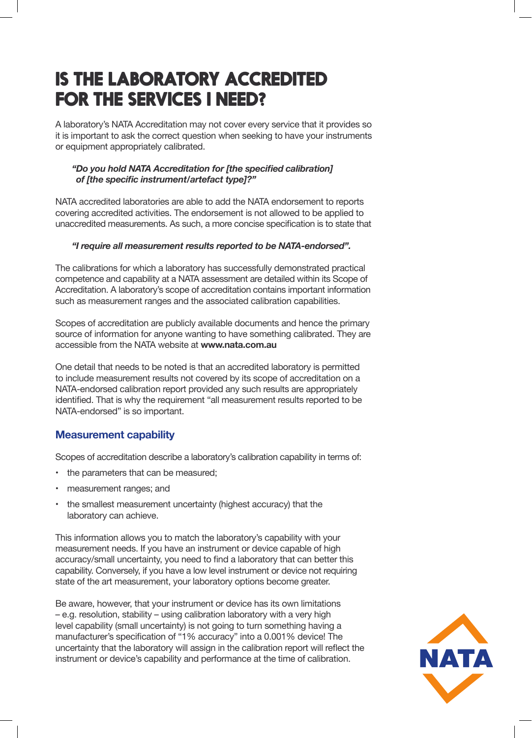# IS THE LABORATORY ACCREDITED FOR THE SERVICES I NEED?

A laboratory's NATA Accreditation may not cover every service that it provides so it is important to ask the correct question when seeking to have your instruments or equipment appropriately calibrated.

> ***"Do you hold NATA Accreditation for [the specified calibration] of [the specific instrument/artefact type]?"***

NATA accredited laboratories are able to add the NATA endorsement to reports covering accredited activities. The endorsement is not allowed to be applied to unaccredited measurements. As such, a more concise specification is to state that

> ***"I require all measurement results reported to be NATA-endorsed".***

The calibrations for which a laboratory has successfully demonstrated practical competence and capability at a NATA assessment are detailed within its Scope of Accreditation. A laboratory's scope of accreditation contains important information such as measurement ranges and the associated calibration capabilities.

Scopes of accreditation are publicly available documents and hence the primary source of information for anyone wanting to have something calibrated. They are accessible from the NATA website at **www.nata.com.au**

One detail that needs to be noted is that an accredited laboratory is permitted to include measurement results not covered by its scope of accreditation on a NATA-endorsed calibration report provided any such results are appropriately identified. That is why the requirement "all measurement results reported to be NATA-endorsed" is so important.

## Measurement capability

Scopes of accreditation describe a laboratory's calibration capability in terms of:

- the parameters that can be measured;
- measurement ranges; and
- the smallest measurement uncertainty (highest accuracy) that the laboratory can achieve.

This information allows you to match the laboratory's capability with your measurement needs. If you have an instrument or device capable of high accuracy/small uncertainty, you need to find a laboratory that can better this capability. Conversely, if you have a low level instrument or device not requiring state of the art measurement, your laboratory options become greater.

Be aware, however, that your instrument or device has its own limitations – e.g. resolution, stability – using calibration laboratory with a very high level capability (small uncertainty) is not going to turn something having a manufacturer's specification of "1% accuracy" into a 0.001% device! The uncertainty that the laboratory will assign in the calibration report will reflect the instrument or device's capability and performance at the time of calibration.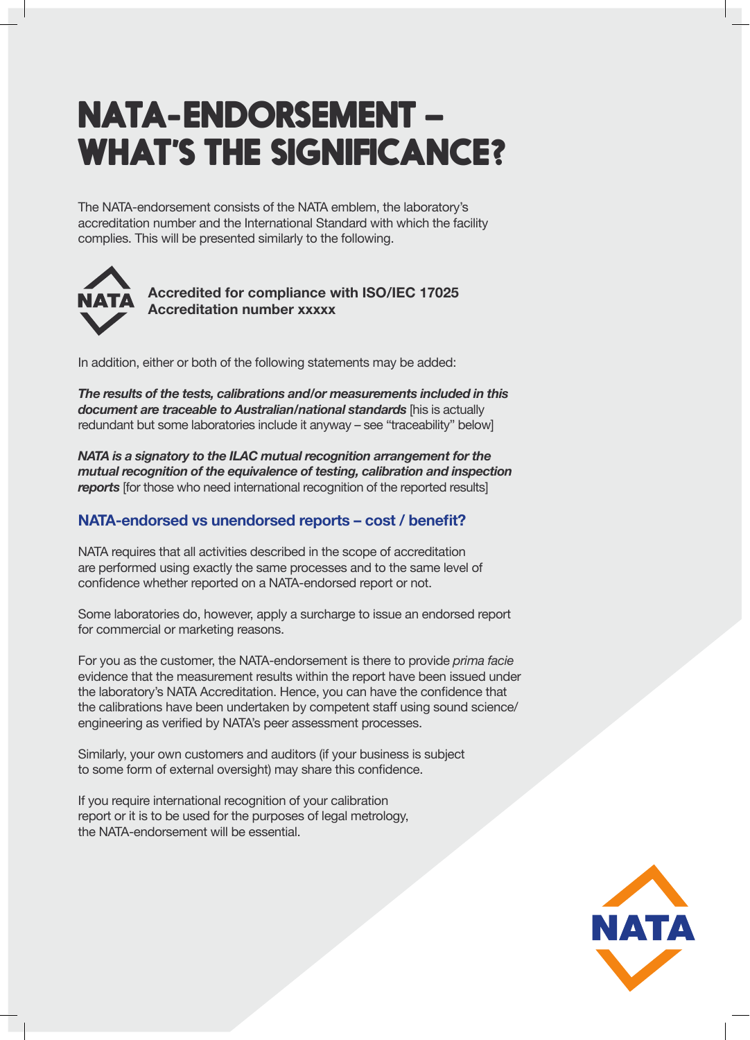# NATA-ENDORSEMENT – WHAT'S THE SIGNIFICANCE?

The NATA-endorsement consists of the NATA emblem, the laboratory's accreditation number and the International Standard with which the facility complies. This will be presented similarly to the following.

NATA

**Accredited for compliance with ISO/IEC 17025**
**Accreditation number xxxxx**

In addition, either or both of the following statements may be added:

***The results of the tests, calibrations and/or measurements included in this document are traceable to Australian/national standards*** [his is actually redundant but some laboratories include it anyway – see "traceability" below]

***NATA is a signatory to the ILAC mutual recognition arrangement for the mutual recognition of the equivalence of testing, calibration and inspection reports*** [for those who need international recognition of the reported results]

## NATA-endorsed vs unendorsed reports – cost / benefit?

NATA requires that all activities described in the scope of accreditation are performed using exactly the same processes and to the same level of confidence whether reported on a NATA-endorsed report or not.

Some laboratories do, however, apply a surcharge to issue an endorsed report for commercial or marketing reasons.

For you as the customer, the NATA-endorsement is there to provide *prima facie* evidence that the measurement results within the report have been issued under the laboratory's NATA Accreditation. Hence, you can have the confidence that the calibrations have been undertaken by competent staff using sound science/ engineering as verified by NATA's peer assessment processes.

Similarly, your own customers and auditors (if your business is subject to some form of external oversight) may share this confidence.

If you require international recognition of your calibration report or it is to be used for the purposes of legal metrology, the NATA-endorsement will be essential.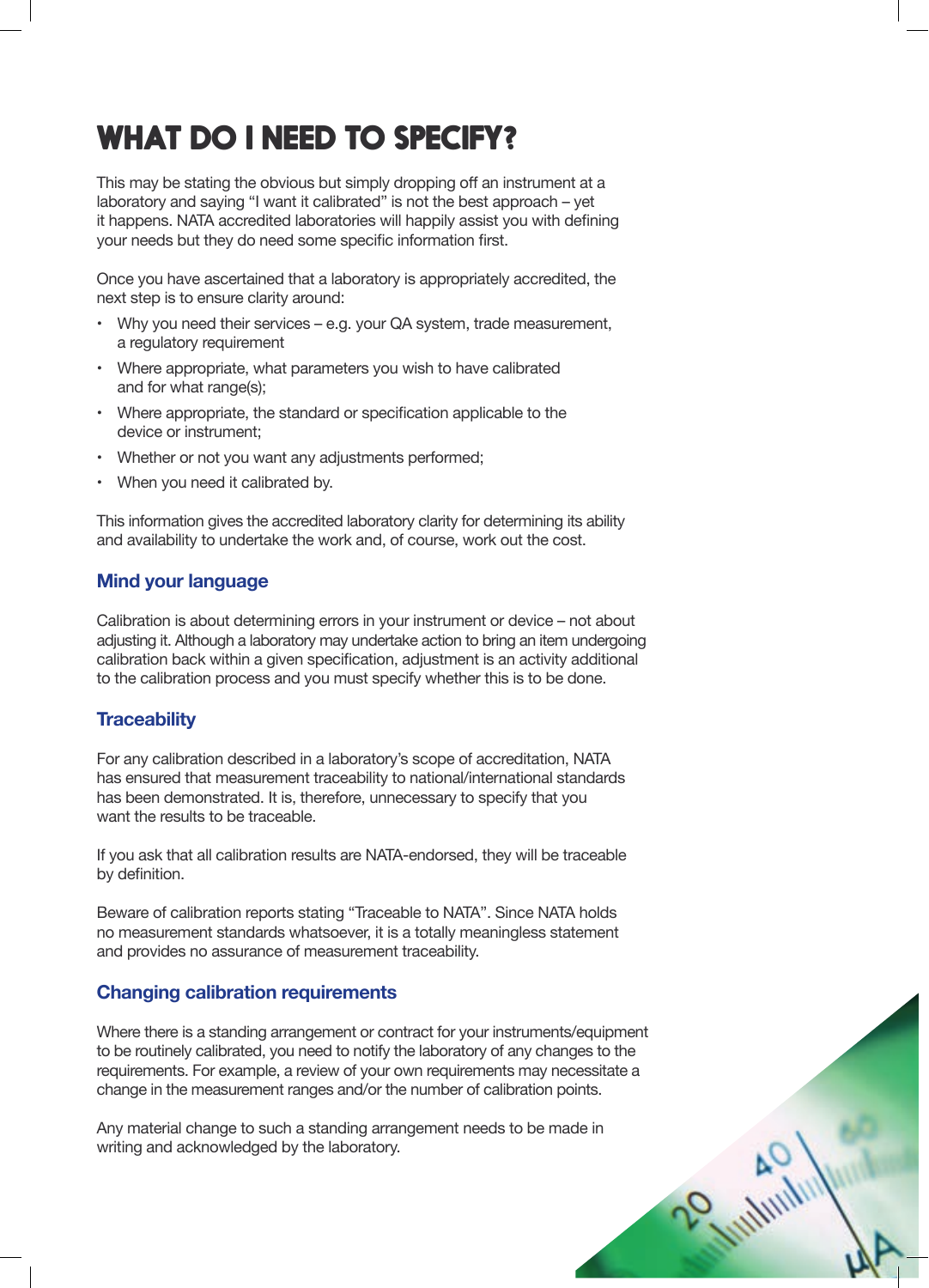# WHAT DO I NEED TO SPECIFY?

This may be stating the obvious but simply dropping off an instrument at a laboratory and saying "I want it calibrated" is not the best approach – yet it happens. NATA accredited laboratories will happily assist you with defining your needs but they do need some specific information first.

Once you have ascertained that a laboratory is appropriately accredited, the next step is to ensure clarity around:

- Why you need their services – e.g. your QA system, trade measurement, a regulatory requirement
- Where appropriate, what parameters you wish to have calibrated and for what range(s);
- Where appropriate, the standard or specification applicable to the device or instrument;
- Whether or not you want any adjustments performed;
- When you need it calibrated by.

This information gives the accredited laboratory clarity for determining its ability and availability to undertake the work and, of course, work out the cost.

## Mind your language

Calibration is about determining errors in your instrument or device – not about adjusting it. Although a laboratory may undertake action to bring an item undergoing calibration back within a given specification, adjustment is an activity additional to the calibration process and you must specify whether this is to be done.

## Traceability

For any calibration described in a laboratory's scope of accreditation, NATA has ensured that measurement traceability to national/international standards has been demonstrated. It is, therefore, unnecessary to specify that you want the results to be traceable.

If you ask that all calibration results are NATA-endorsed, they will be traceable by definition.

Beware of calibration reports stating "Traceable to NATA". Since NATA holds no measurement standards whatsoever, it is a totally meaningless statement and provides no assurance of measurement traceability.

## Changing calibration requirements

Where there is a standing arrangement or contract for your instruments/equipment to be routinely calibrated, you need to notify the laboratory of any changes to the requirements. For example, a review of your own requirements may necessitate a change in the measurement ranges and/or the number of calibration points.

Any material change to such a standing arrangement needs to be made in writing and acknowledged by the laboratory.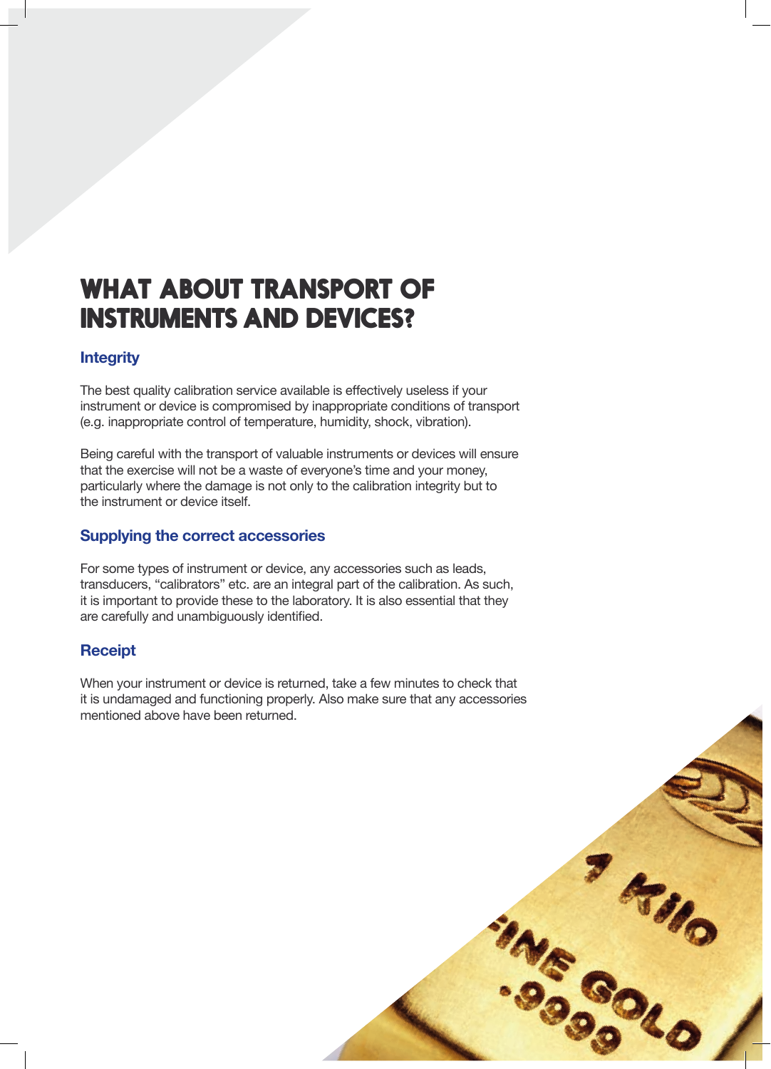# WHAT ABOUT TRANSPORT OF INSTRUMENTS AND DEVICES?

## Integrity

The best quality calibration service available is effectively useless if your instrument or device is compromised by inappropriate conditions of transport (e.g. inappropriate control of temperature, humidity, shock, vibration).

Being careful with the transport of valuable instruments or devices will ensure that the exercise will not be a waste of everyone's time and your money, particularly where the damage is not only to the calibration integrity but to the instrument or device itself.

## Supplying the correct accessories

For some types of instrument or device, any accessories such as leads, transducers, "calibrators" etc. are an integral part of the calibration. As such, it is important to provide these to the laboratory. It is also essential that they are carefully and unambiguously identified.

## Receipt

When your instrument or device is returned, take a few minutes to check that it is undamaged and functioning properly. Also make sure that any accessories mentioned above have been returned.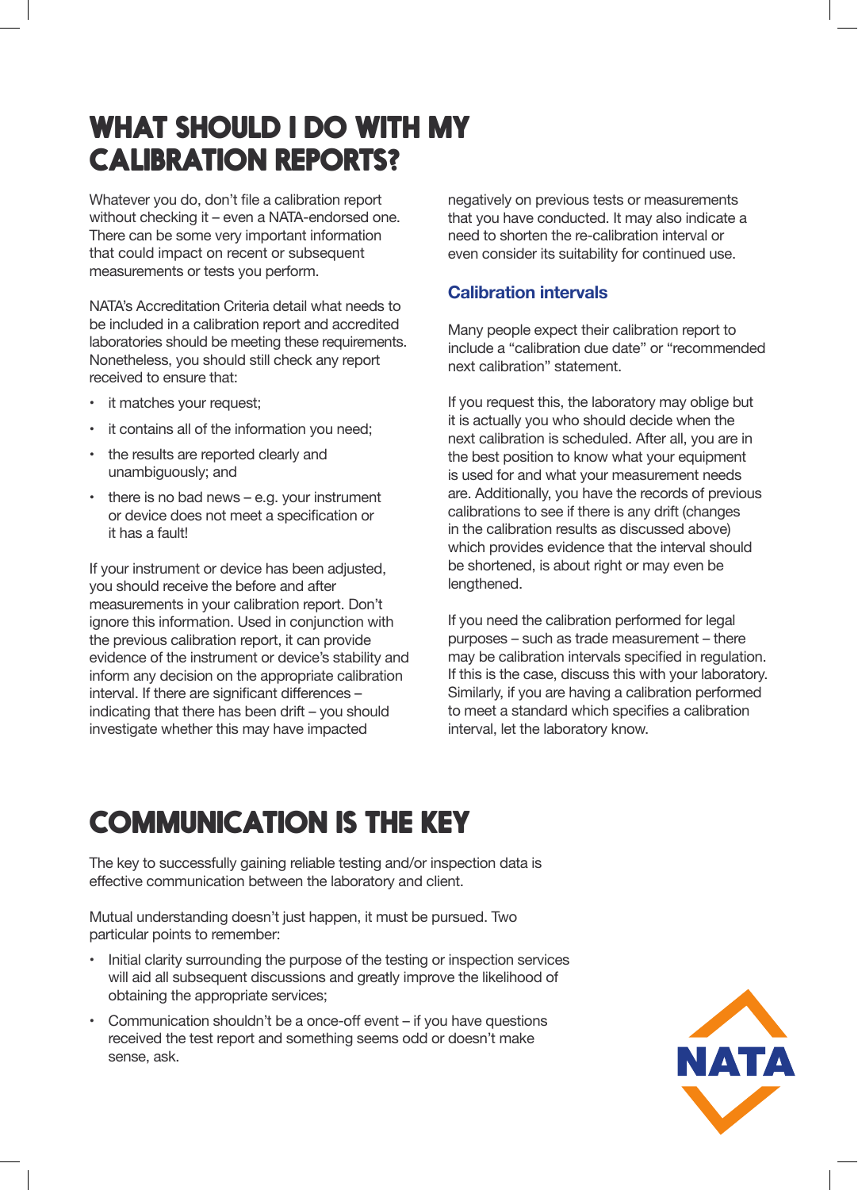# WHAT SHOULD I DO WITH MY CALIBRATION REPORTS?

Whatever you do, don't file a calibration report without checking it – even a NATA-endorsed one. There can be some very important information that could impact on recent or subsequent measurements or tests you perform.

NATA's Accreditation Criteria detail what needs to be included in a calibration report and accredited laboratories should be meeting these requirements. Nonetheless, you should still check any report received to ensure that:

- it matches your request;
- it contains all of the information you need;
- the results are reported clearly and unambiguously; and
- there is no bad news – e.g. your instrument or device does not meet a specification or it has a fault!

If your instrument or device has been adjusted, you should receive the before and after measurements in your calibration report. Don't ignore this information. Used in conjunction with the previous calibration report, it can provide evidence of the instrument or device's stability and inform any decision on the appropriate calibration interval. If there are significant differences – indicating that there has been drift – you should investigate whether this may have impacted negatively on previous tests or measurements that you have conducted. It may also indicate a need to shorten the re-calibration interval or even consider its suitability for continued use.

## Calibration intervals

Many people expect their calibration report to include a "calibration due date" or "recommended next calibration" statement.

If you request this, the laboratory may oblige but it is actually you who should decide when the next calibration is scheduled. After all, you are in the best position to know what your equipment is used for and what your measurement needs are. Additionally, you have the records of previous calibrations to see if there is any drift (changes in the calibration results as discussed above) which provides evidence that the interval should be shortened, is about right or may even be lengthened.

If you need the calibration performed for legal purposes – such as trade measurement – there may be calibration intervals specified in regulation. If this is the case, discuss this with your laboratory. Similarly, if you are having a calibration performed to meet a standard which specifies a calibration interval, let the laboratory know.

# COMMUNICATION IS THE KEY

The key to successfully gaining reliable testing and/or inspection data is effective communication between the laboratory and client.

Mutual understanding doesn't just happen, it must be pursued. Two particular points to remember:

- Initial clarity surrounding the purpose of the testing or inspection services will aid all subsequent discussions and greatly improve the likelihood of obtaining the appropriate services;
- Communication shouldn't be a once-off event – if you have questions received the test report and something seems odd or doesn't make sense, ask.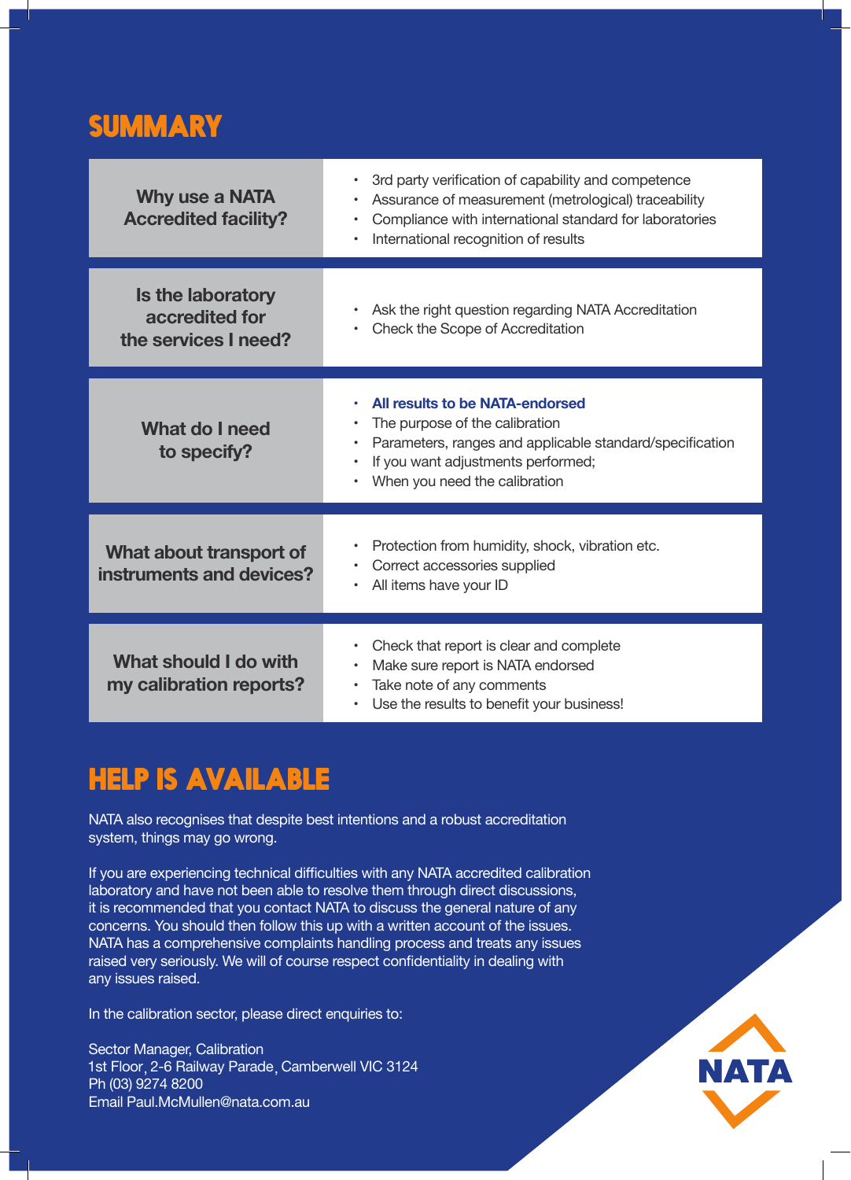# SUMMARY

| | |
|---|---|
| **Why use a NATA Accredited facility?** | • 3rd party verification of capability and competence<br>• Assurance of measurement (metrological) traceability<br>• Compliance with international standard for laboratories<br>• International recognition of results |
| **Is the laboratory accredited for the services I need?** | • Ask the right question regarding NATA Accreditation<br>• Check the Scope of Accreditation |
| **What do I need to specify?** | • **All results to be NATA-endorsed**<br>• The purpose of the calibration<br>• Parameters, ranges and applicable standard/specification<br>• If you want adjustments performed;<br>• When you need the calibration |
| **What about transport of instruments and devices?** | • Protection from humidity, shock, vibration etc.<br>• Correct accessories supplied<br>• All items have your ID |
| **What should I do with my calibration reports?** | • Check that report is clear and complete<br>• Make sure report is NATA endorsed<br>• Take note of any comments<br>• Use the results to benefit your business! |

# HELP IS AVAILABLE

NATA also recognises that despite best intentions and a robust accreditation system, things may go wrong.

If you are experiencing technical difficulties with any NATA accredited calibration laboratory and have not been able to resolve them through direct discussions, it is recommended that you contact NATA to discuss the general nature of any concerns. You should then follow this up with a written account of the issues. NATA has a comprehensive complaints handling process and treats any issues raised very seriously. We will of course respect confidentiality in dealing with any issues raised.

In the calibration sector, please direct enquiries to:

Sector Manager, Calibration
1st Floor, 2-6 Railway Parade, Camberwell VIC 3124
Ph (03) 9274 8200
Email Paul.McMullen@nata.com.au

NATA